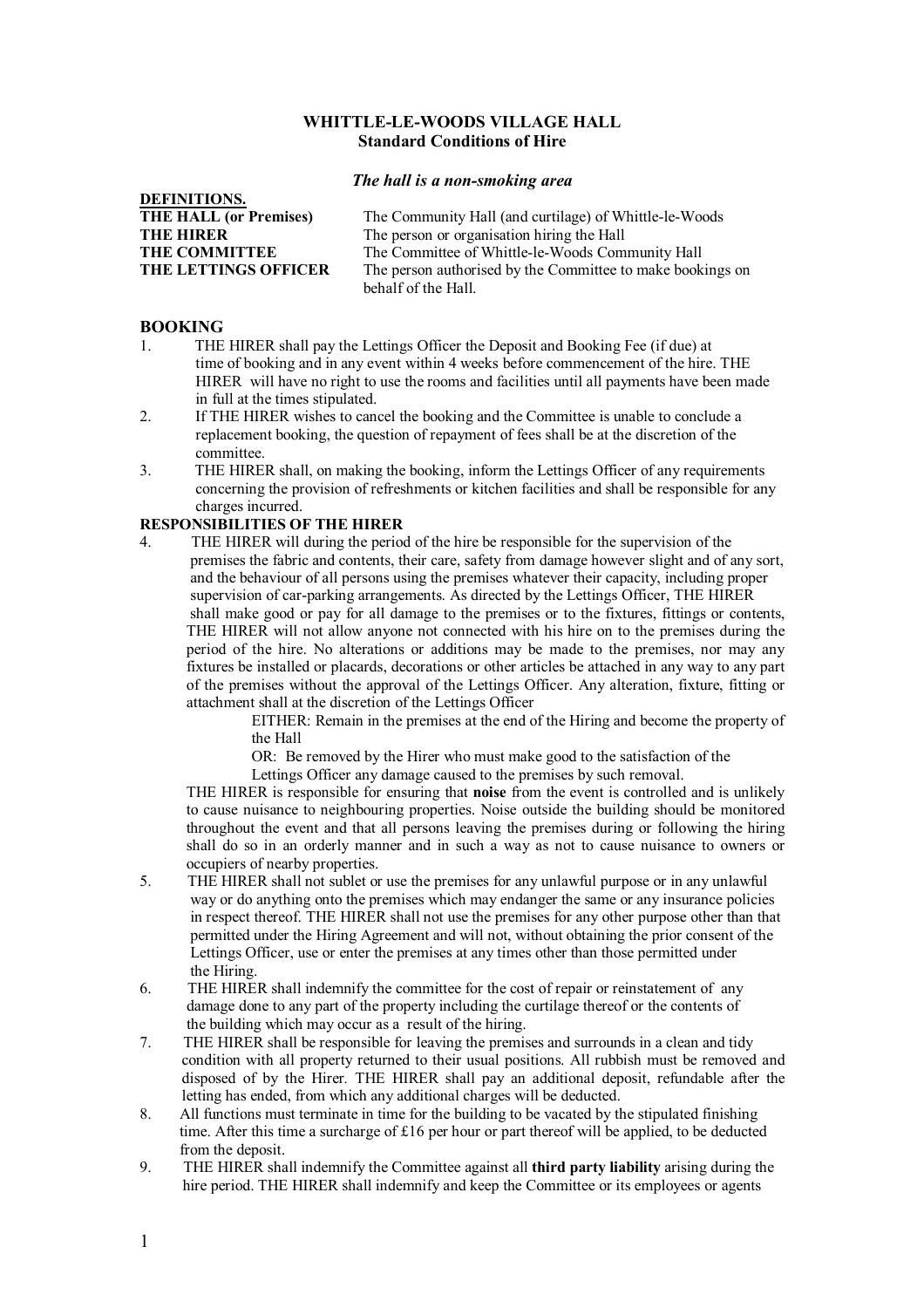**WHITTLE-LE-WOODS VILLAGE HALL**
**Standard Conditions of Hire**

***The hall is a non-smoking area***

**DEFINITIONS.**

| | |
|---|---|
| **THE HALL (or Premises)** | The Community Hall (and curtilage) of Whittle-le-Woods |
| **THE HIRER** | The person or organisation hiring the Hall |
| **THE COMMITTEE** | The Committee of Whittle-le-Woods Community Hall |
| **THE LETTINGS OFFICER** | The person authorised by the Committee to make bookings on behalf of the Hall. |

## BOOKING

1. THE HIRER shall pay the Lettings Officer the Deposit and Booking Fee (if due) at time of booking and in any event within 4 weeks before commencement of the hire. THE HIRER will have no right to use the rooms and facilities until all payments have been made in full at the times stipulated.
2. If THE HIRER wishes to cancel the booking and the Committee is unable to conclude a replacement booking, the question of repayment of fees shall be at the discretion of the committee.
3. THE HIRER shall, on making the booking, inform the Lettings Officer of any requirements concerning the provision of refreshments or kitchen facilities and shall be responsible for any charges incurred.

**RESPONSIBILITIES OF THE HIRER**

4. THE HIRER will during the period of the hire be responsible for the supervision of the premises the fabric and contents, their care, safety from damage however slight and of any sort, and the behaviour of all persons using the premises whatever their capacity, including proper supervision of car-parking arrangements. As directed by the Lettings Officer, THE HIRER shall make good or pay for all damage to the premises or to the fixtures, fittings or contents, THE HIRER will not allow anyone not connected with his hire on to the premises during the period of the hire. No alterations or additions may be made to the premises, nor may any fixtures be installed or placards, decorations or other articles be attached in any way to any part of the premises without the approval of the Lettings Officer. Any alteration, fixture, fitting or attachment shall at the discretion of the Lettings Officer

   EITHER: Remain in the premises at the end of the Hiring and become the property of the Hall

   OR: Be removed by the Hirer who must make good to the satisfaction of the Lettings Officer any damage caused to the premises by such removal.

   THE HIRER is responsible for ensuring that **noise** from the event is controlled and is unlikely to cause nuisance to neighbouring properties. Noise outside the building should be monitored throughout the event and that all persons leaving the premises during or following the hiring shall do so in an orderly manner and in such a way as not to cause nuisance to owners or occupiers of nearby properties.
5. THE HIRER shall not sublet or use the premises for any unlawful purpose or in any unlawful way or do anything onto the premises which may endanger the same or any insurance policies in respect thereof. THE HIRER shall not use the premises for any other purpose other than that permitted under the Hiring Agreement and will not, without obtaining the prior consent of the Lettings Officer, use or enter the premises at any times other than those permitted under the Hiring.
6. THE HIRER shall indemnify the committee for the cost of repair or reinstatement of any damage done to any part of the property including the curtilage thereof or the contents of the building which may occur as a result of the hiring.
7. THE HIRER shall be responsible for leaving the premises and surrounds in a clean and tidy condition with all property returned to their usual positions. All rubbish must be removed and disposed of by the Hirer. THE HIRER shall pay an additional deposit, refundable after the letting has ended, from which additional charges will be deducted.
8. All functions must terminate in time for the building to be vacated by the stipulated finishing time. After this time a surcharge of £16 per hour or part thereof will be applied, to be deducted from the deposit.
9. THE HIRER shall indemnify the Committee against all **third party liability** arising during the hire period. THE HIRER shall indemnify and keep the Committee or its employees or agents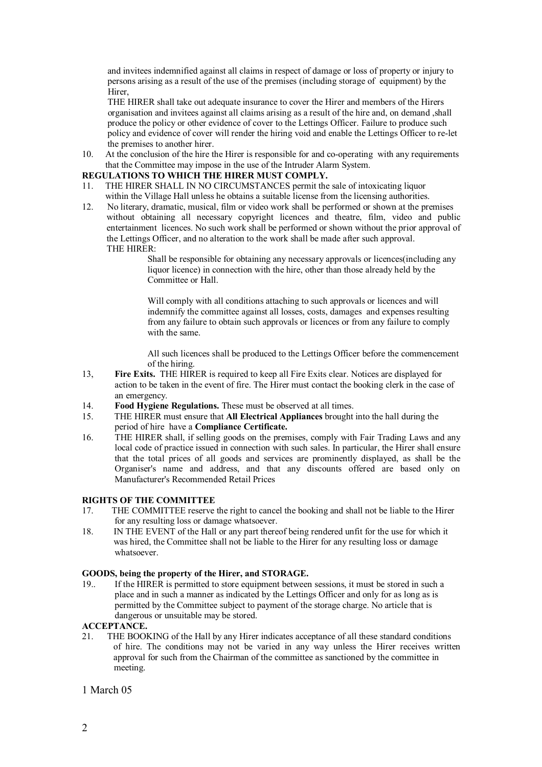and invitees indemnified against all claims in respect of damage or loss of property or injury to persons arising as a result of the use of the premises (including storage of equipment) by the Hirer,

THE HIRER shall take out adequate insurance to cover the Hirer and members of the Hirers organisation and invitees against all claims arising as a result of the hire and, on demand ,shall produce the policy or other evidence of cover to the Lettings Officer. Failure to produce such policy and evidence of cover will render the hiring void and enable the Lettings Officer to re-let the premises to another hirer.

10. At the conclusion of the hire the Hirer is responsible for and co-operating with any requirements that the Committee may impose in the use of the Intruder Alarm System.

**REGULATIONS TO WHICH THE HIRER MUST COMPLY.**

11. THE HIRER SHALL IN NO CIRCUMSTANCES permit the sale of intoxicating liquor within the Village Hall unless he obtains a suitable license from the licensing authorities.
12. No literary, dramatic, musical, film or video work shall be performed or shown at the premises without obtaining all necessary copyright licences and theatre, film, video and public entertainment licences. No such work shall be performed or shown without the prior approval of the Lettings Officer, and no alteration to the work shall be made after such approval.

    THE HIRER:

    Shall be responsible for obtaining any necessary approvals or licences(including any liquor licence) in connection with the hire, other than those already held by the Committee or Hall.

    Will comply with all conditions attaching to such approvals or licences and will indemnify the committee against all losses, costs, damages and expenses resulting from any failure to obtain such approvals or licences or from any failure to comply with the same.

    All such licences shall be produced to the Lettings Officer before the commencement of the hiring.

13. **Fire Exits.** THE HIRER is required to keep all Fire Exits clear. Notices are displayed for action to be taken in the event of fire. The Hirer must contact the booking clerk in the case of an emergency.
14. **Food Hygiene Regulations.** These must be observed at all times.
15. THE HIRER must ensure that **All Electrical Appliances** brought into the hall during the period of hire have a **Compliance Certificate.**
16. THE HIRER shall, if selling goods on the premises, comply with Fair Trading Laws and any local code of practice issued in connection with such sales. In particular, the Hirer shall ensure that the total prices of all goods and services are prominently displayed, as shall be the Organiser's name and address, and that any discounts offered are based only on Manufacturer's Recommended Retail Prices

**RIGHTS OF THE COMMITTEE**

17. THE COMMITTEE reserve the right to cancel the booking and shall not be liable to the Hirer for any resulting loss or damage whatsoever.
18. IN THE EVENT of the Hall or any part thereof being rendered unfit for the use for which it was hired, the Committee shall not be liable to the Hirer for any resulting loss or damage whatsoever.

**GOODS, being the property of the Hirer, and STORAGE.**

19.. If the HIRER is permitted to store equipment between sessions, it must be stored in such a place and in such a manner as indicated by the Lettings Officer and only for as long as is permitted by the Committee subject to payment of the storage charge. No article that is dangerous or unsuitable may be stored.

**ACCEPTANCE.**

21. THE BOOKING of the Hall by any Hirer indicates acceptance of all these standard conditions of hire. The conditions may not be varied in any way unless the Hirer receives written approval for such from the Chairman of the committee as sanctioned by the committee in meeting.

1 March 05